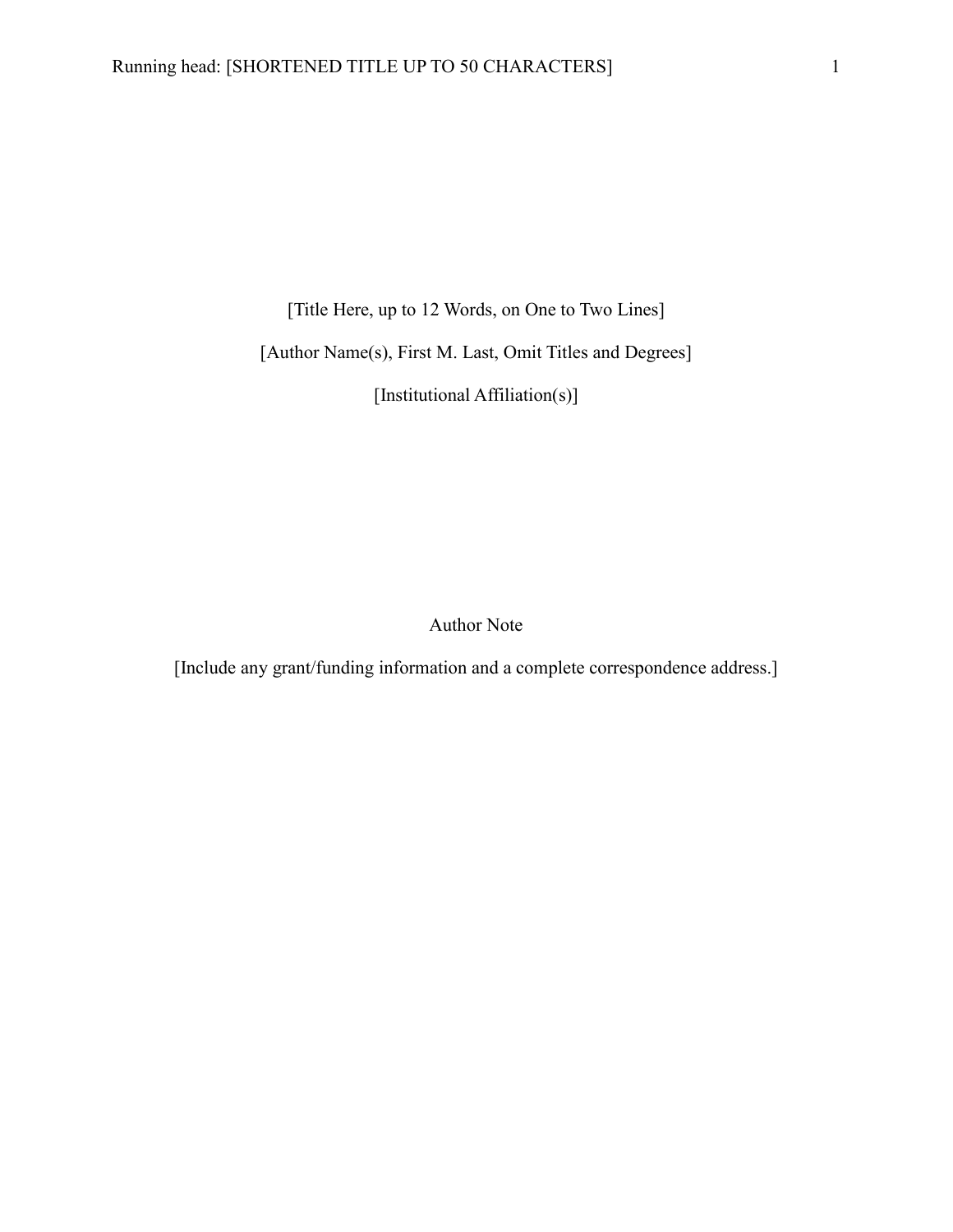[Title Here, up to 12 Words, on One to Two Lines]

[Author Name(s), First M. Last, Omit Titles and Degrees]

[Institutional Affiliation(s)]

Author Note

[Include any grant/funding information and a complete correspondence address.]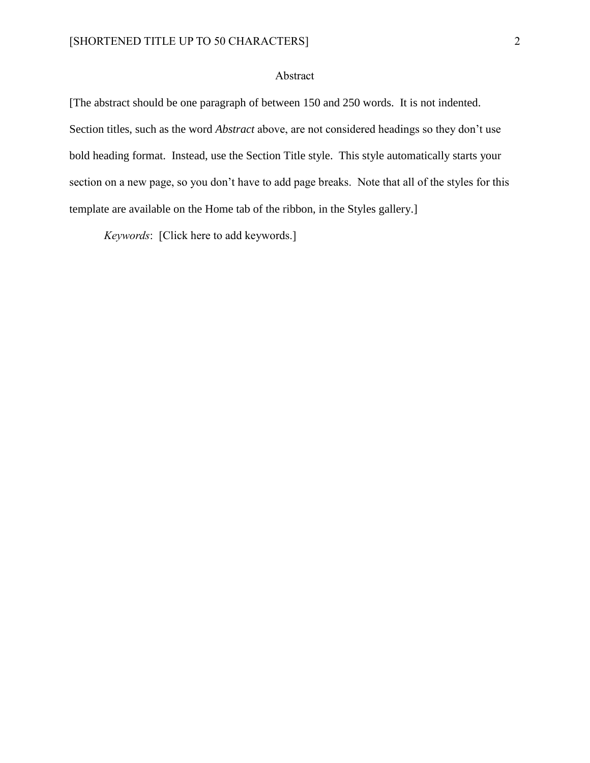# Abstract

[The abstract should be one paragraph of between 150 and 250 words. It is not indented. Section titles, such as the word *Abstract* above, are not considered headings so they don't use bold heading format. Instead, use the Section Title style. This style automatically starts your section on a new page, so you don't have to add page breaks. Note that all of the styles for this template are available on the Home tab of the ribbon, in the Styles gallery.]

*Keywords*: [Click here to add keywords.]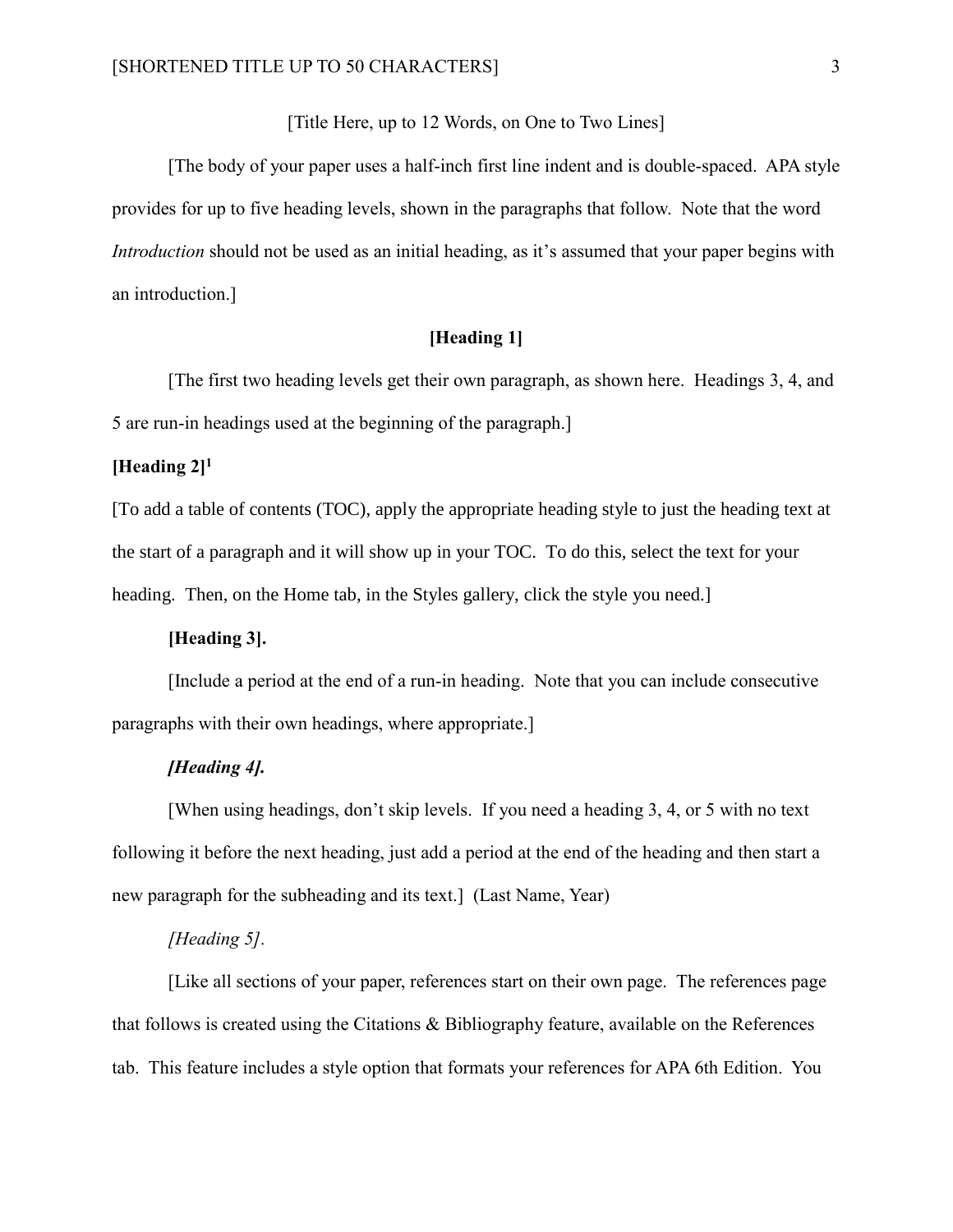# [Title Here, up to 12 Words, on One to Two Lines]

[The body of your paper uses a half-inch first line indent and is double-spaced. APA style provides for up to five heading levels, shown in the paragraphs that follow. Note that the word *Introduction* should not be used as an initial heading, as it's assumed that your paper begins with an introduction.]

## [Heading 1]

[The first two heading levels get their own paragraph, as shown here. Headings 3, 4, and 5 are run-in headings used at the beginning of the paragraph.]

### [Heading 2][1]

[To add a table of contents (TOC), apply the appropriate heading style to just the heading text at the start of a paragraph and it will show up in your TOC. To do this, select the text for your heading. Then, on the Home tab, in the Styles gallery, click the style you need.]

#### [Heading 3].

[Include a period at the end of a run-in heading. Note that you can include consecutive paragraphs with their own headings, where appropriate.]

##### *[Heading 4].*

[When using headings, don't skip levels. If you need a heading 3, 4, or 5 with no text following it before the next heading, just add a period at the end of the heading and then start a new paragraph for the subheading and its text.] (Last Name, Year)

###### *[Heading 5].*

[Like all sections of your paper, references start on their own page. The references page that follows is created using the Citations & Bibliography feature, available on the References tab. This feature includes a style option that formats your references for APA 6th Edition. You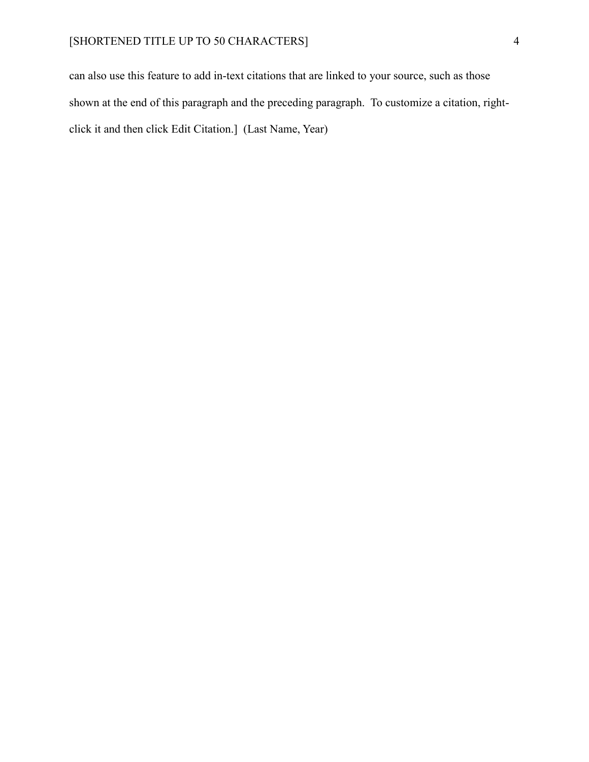can also use this feature to add in-text citations that are linked to your source, such as those shown at the end of this paragraph and the preceding paragraph. To customize a citation, right-click it and then click Edit Citation.] (Last Name, Year)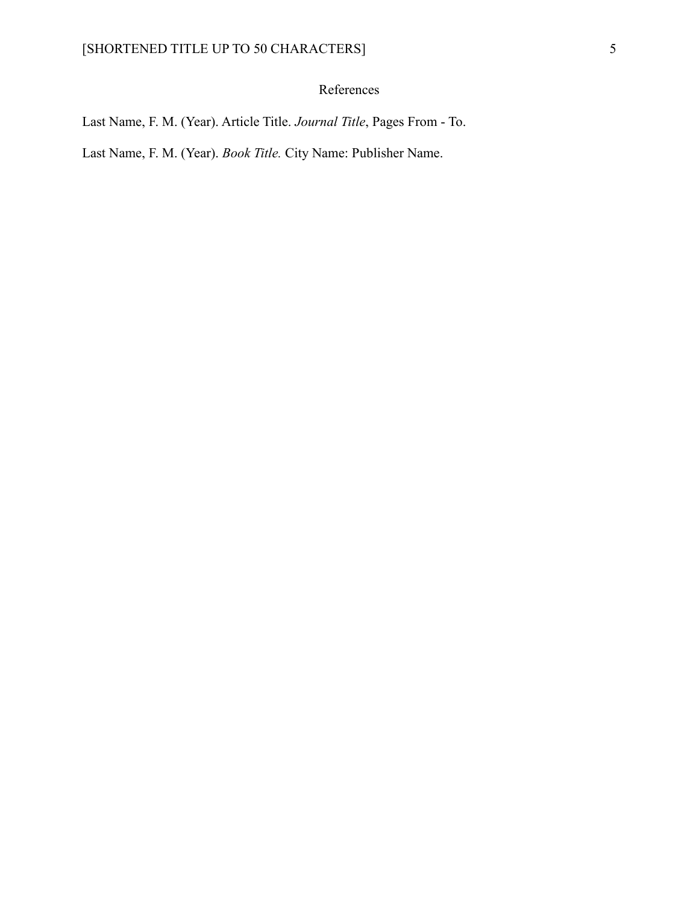# References

Last Name, F. M. (Year). Article Title. *Journal Title*, Pages From - To.

Last Name, F. M. (Year). *Book Title.* City Name: Publisher Name.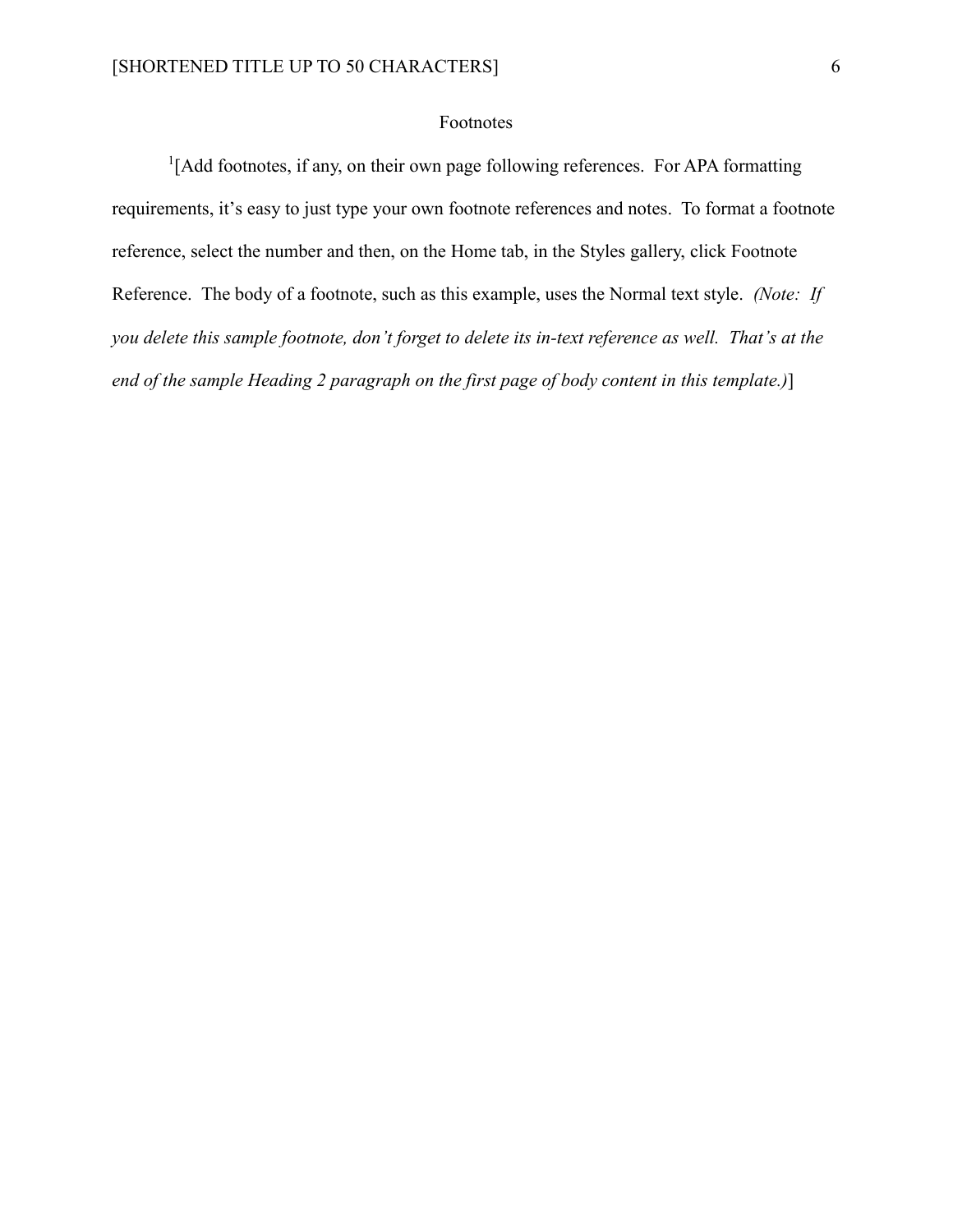# Footnotes

[1][Add footnotes, if any, on their own page following references. For APA formatting requirements, it's easy to just type your own footnote references and notes. To format a footnote reference, select the number and then, on the Home tab, in the Styles gallery, click Footnote Reference. The body of a footnote, such as this example, uses the Normal text style. *(Note: If you delete this sample footnote, don't forget to delete its in-text reference as well. That's at the end of the sample Heading 2 paragraph on the first page of body content in this template.)*]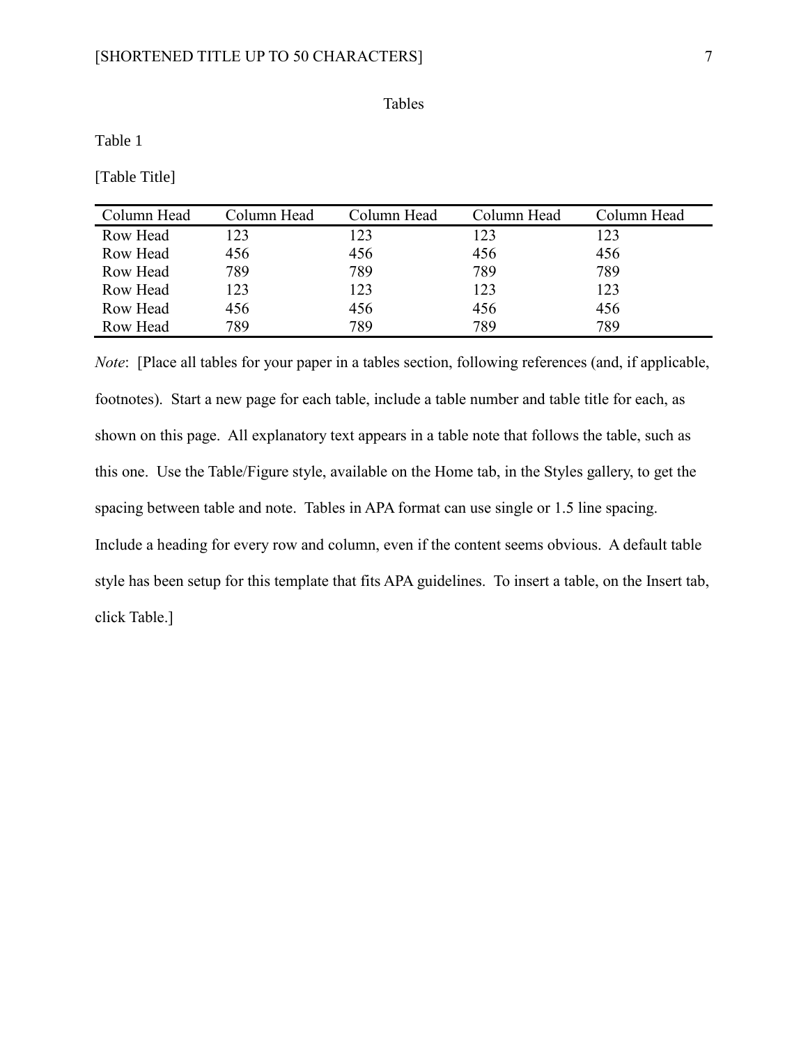# Tables

Table 1

[Table Title]

| Column Head | Column Head | Column Head | Column Head | Column Head |
| --- | --- | --- | --- | --- |
| Row Head | 123 | 123 | 123 | 123 |
| Row Head | 456 | 456 | 456 | 456 |
| Row Head | 789 | 789 | 789 | 789 |
| Row Head | 123 | 123 | 123 | 123 |
| Row Head | 456 | 456 | 456 | 456 |
| Row Head | 789 | 789 | 789 | 789 |

*Note*: [Place all tables for your paper in a tables section, following references (and, if applicable, footnotes). Start a new page for each table, include a table number and table title for each, as shown on this page. All explanatory text appears in a table note that follows the table, such as this one. Use the Table/Figure style, available on the Home tab, in the Styles gallery, to get the spacing between table and note. Tables in APA format can use single or 1.5 line spacing. Include a heading for every row and column, even if the content seems obvious. A default table style has been setup for this template that fits APA guidelines. To insert a table, on the Insert tab, click Table.]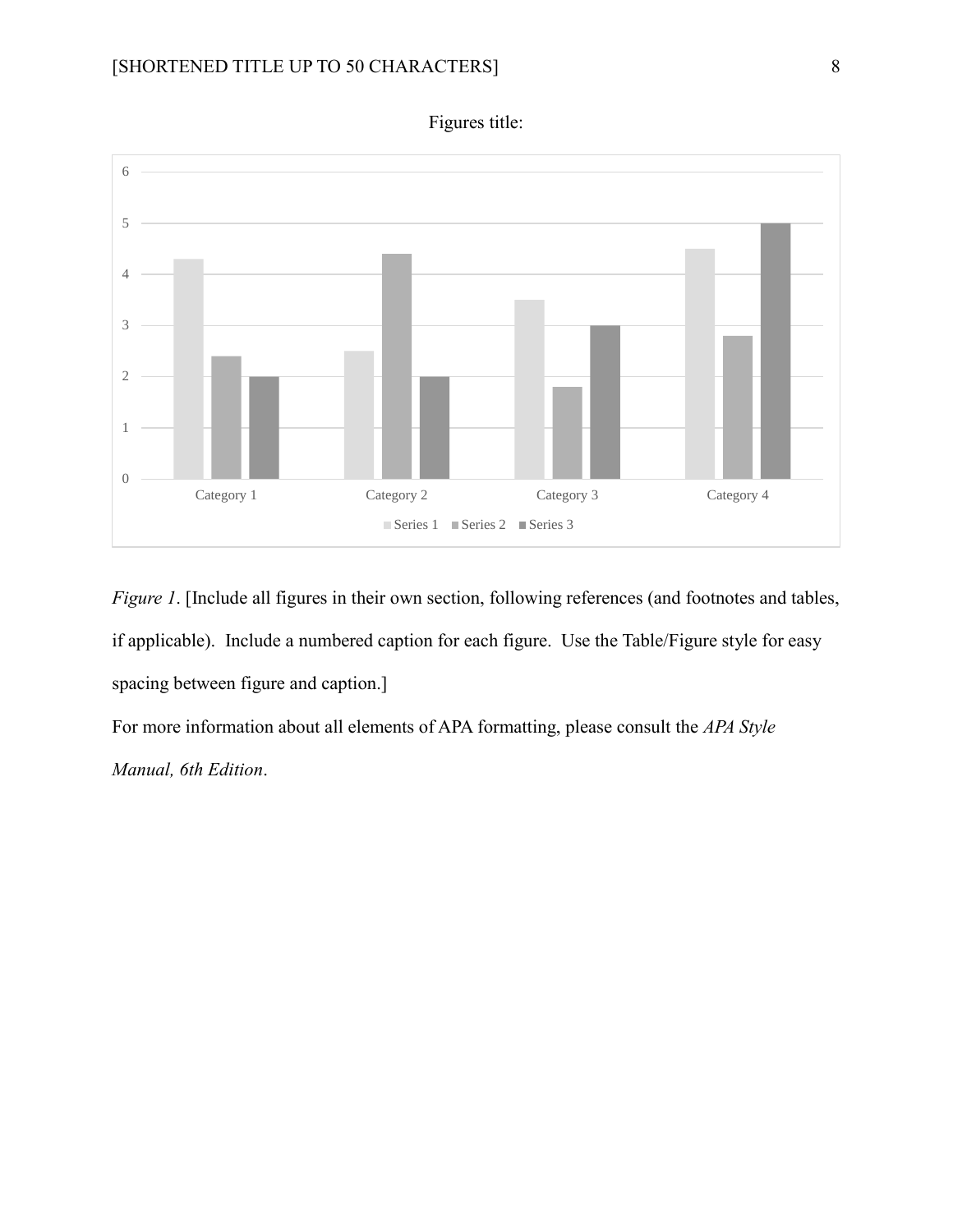Figures title:

6
5
4
3
2
1
0

Category 1
Category 2
Category 3
Category 4

Series 1 Series 2 Series 3

*Figure 1*. [Include all figures in their own section, following references (and footnotes and tables, if applicable). Include a numbered caption for each figure. Use the Table/Figure style for easy spacing between figure and caption.]

For more information about all elements of APA formatting, please consult the *APA Style Manual, 6th Edition*.